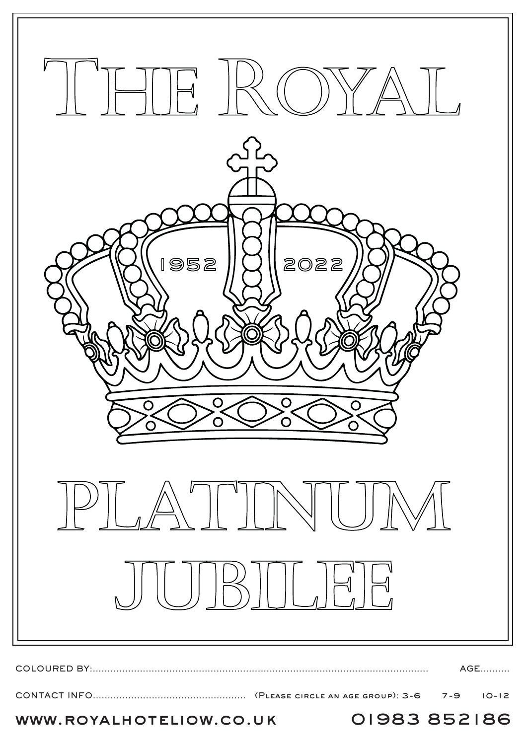# The Royal

1952 2022

# Platinum Jubilee

COLOURED BY:........................................................................................................................ AGE..........

CONTACT INFO.................................................... (Please circle an age group): 3-6 7-9 10-12

WWW.ROYALHOTELIOW.CO.UK 01983 852186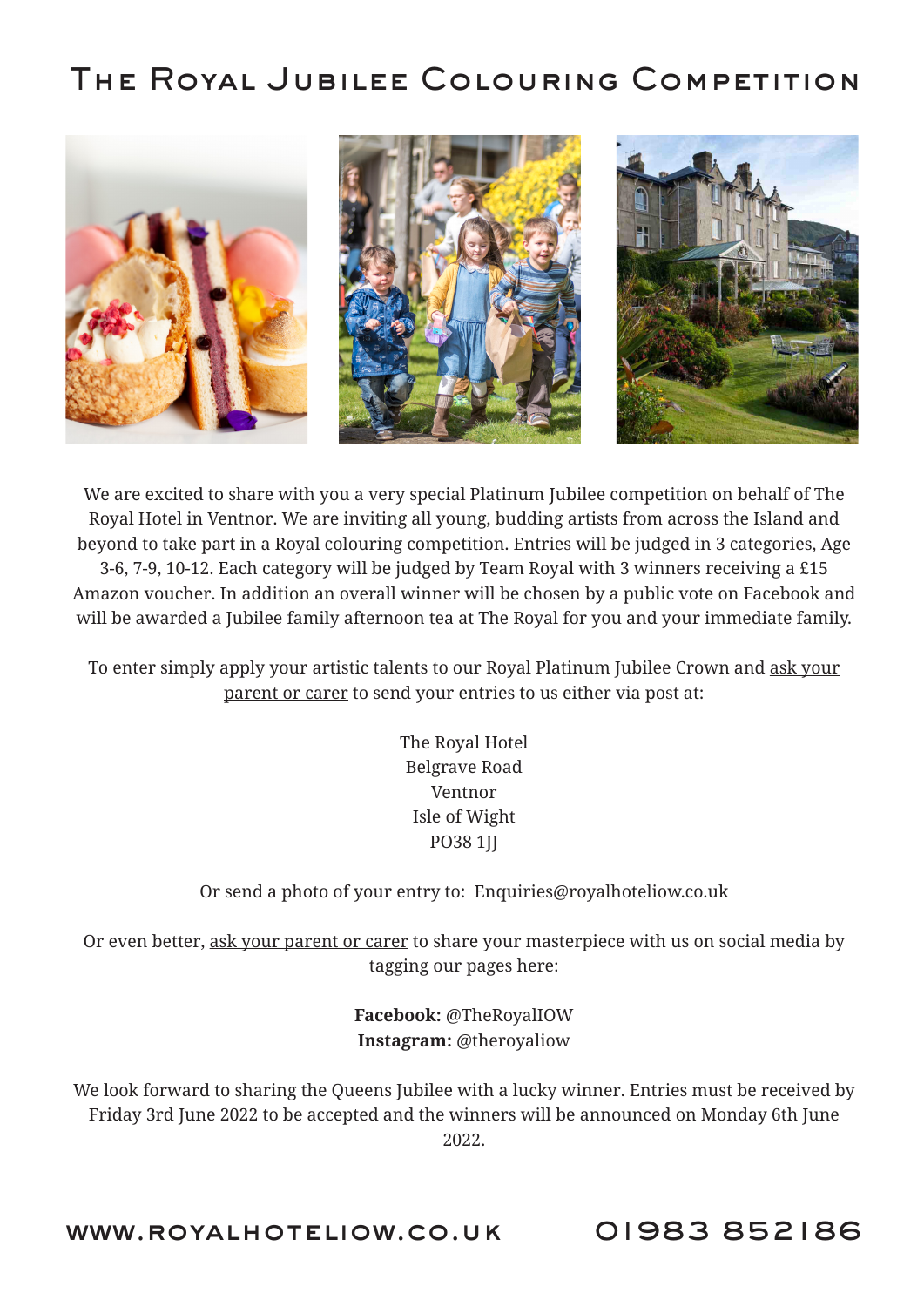# The Royal Jubilee Colouring Competition

We are excited to share with you a very special Platinum Jubilee competition on behalf of The Royal Hotel in Ventnor. We are inviting all young, budding artists from across the Island and beyond to take part in a Royal colouring competition. Entries will be judged in 3 categories, Age 3-6, 7-9, 10-12. Each category will be judged by Team Royal with 3 winners receiving a £15 Amazon voucher. In addition an overall winner will be chosen by a public vote on Facebook and will be awarded a Jubilee family afternoon tea at The Royal for you and your immediate family.

To enter simply apply your artistic talents to our Royal Platinum Jubilee Crown and ask your parent or carer to send your entries to us either via post at:

The Royal Hotel
Belgrave Road
Ventnor
Isle of Wight
PO38 1JJ

Or send a photo of your entry to: Enquiries@royalhoteliow.co.uk

Or even better, ask your parent or carer to share your masterpiece with us on social media by tagging our pages here:

**Facebook:** @TheRoyalIOW
**Instagram:** @theroyaliow

We look forward to sharing the Queens Jubilee with a lucky winner. Entries must be received by Friday 3rd June 2022 to be accepted and the winners will be announced on Monday 6th June 2022.

WWW.ROYALHOTELIOW.CO.UK 01983 852186